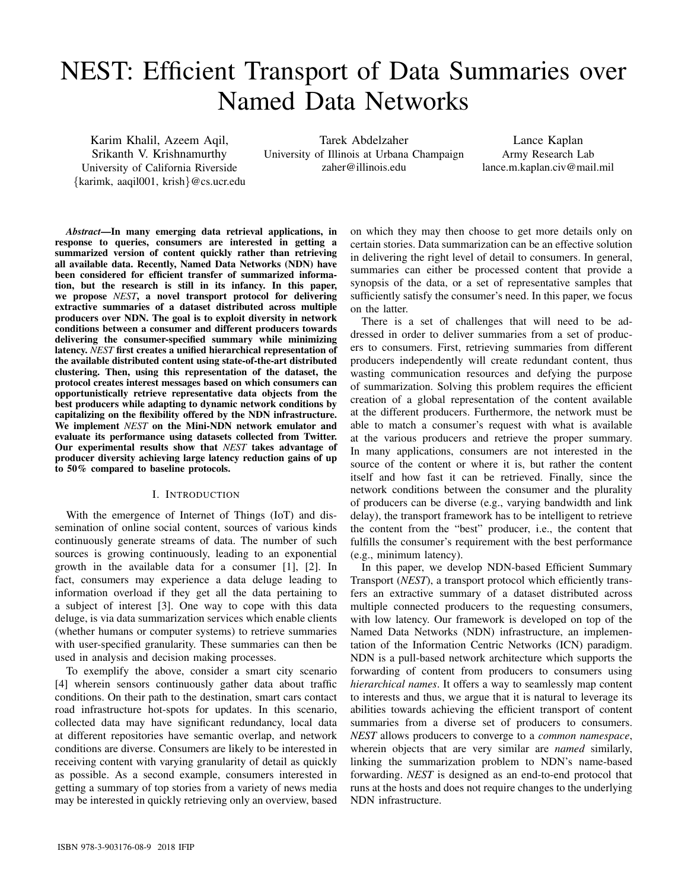# NEST: Efficient Transport of Data Summaries over Named Data Networks

Karim Khalil, Azeem Aqil, Srikanth V. Krishnamurthy
University of California Riverside
{karimk, aaqil001, krish}@cs.ucr.edu

Tarek Abdelzaher
University of Illinois at Urbana Champaign
zaher@illinois.edu

Lance Kaplan
Army Research Lab
lance.m.kaplan.civ@mail.mil

***Abstract*—In many emerging data retrieval applications, in response to queries, consumers are interested in getting a summarized version of content quickly rather than retrieving all available data. Recently, Named Data Networks (NDN) have been considered for efficient transfer of summarized information, but the research is still in its infancy. In this paper, we propose *NEST*, a novel transport protocol for delivering extractive summaries of a dataset distributed across multiple producers over NDN. The goal is to exploit diversity in network conditions between a consumer and different producers towards delivering the consumer-specified summary while minimizing latency. *NEST* first creates a unified hierarchical representation of the available distributed content using state-of-the-art distributed clustering. Then, using this representation of the dataset, the protocol creates interest messages based on which consumers can opportunistically retrieve representative data objects from the best producers while adapting to dynamic network conditions by capitalizing on the flexibility offered by the NDN infrastructure. We implement *NEST* on the Mini-NDN network emulator and evaluate its performance using datasets collected from Twitter. Our experimental results show that *NEST* takes advantage of producer diversity achieving large latency reduction gains of up to 50% compared to baseline protocols.**

## I. Introduction

With the emergence of Internet of Things (IoT) and dissemination of online social content, sources of various kinds continuously generate streams of data. The number of such sources is growing continuously, leading to an exponential growth in the available data for a consumer [1], [2]. In fact, consumers may experience a data deluge leading to information overload if they get all the data pertaining to a subject of interest [3]. One way to cope with this data deluge, is via data summarization services which enable clients (whether humans or computer systems) to retrieve summaries with user-specified granularity. These summaries can then be used in analysis and decision making processes.

To exemplify the above, consider a smart city scenario [4] wherein sensors continuously gather data about traffic conditions. On their path to the destination, smart cars contact road infrastructure hot-spots for updates. In this scenario, collected data may have significant redundancy, local data at different repositories have semantic overlap, and network conditions are diverse. Consumers are likely to be interested in receiving content with varying granularity of detail as quickly as possible. As a second example, consumers interested in getting a summary of top stories from a variety of news media may be interested in quickly retrieving only an overview, based on which they may then choose to get more details only on certain stories. Data summarization can be an effective solution in delivering the right level of detail to consumers. In general, summaries can either be processed content that provide a synopsis of the data, or a set of representative samples that sufficiently satisfy the consumer's need. In this paper, we focus on the latter.

There is a set of challenges that will need to be addressed in order to deliver summaries from a set of producers to consumers. First, retrieving summaries from different producers independently will create redundant content, thus wasting communication resources and defying the purpose of summarization. Solving this problem requires the efficient creation of a global representation of the content available at the different producers. Furthermore, the network must be able to match a consumer's request with what is available at the various producers and retrieve the proper summary. In many applications, consumers are not interested in the source of the content or where it is, but rather the content itself and how fast it can be retrieved. Finally, since the network conditions between the consumer and the plurality of producers can be diverse (e.g., varying bandwidth and link delay), the transport framework has to be intelligent to retrieve the content from the "best" producer, i.e., the content that fulfills the consumer's requirement with the best performance (e.g., minimum latency).

In this paper, we develop NDN-based Efficient Summary Transport (*NEST*), a transport protocol which efficiently transfers an extractive summary of a dataset distributed across multiple connected producers to the requesting consumers, with low latency. Our framework is developed on top of the Named Data Networks (NDN) infrastructure, an implementation of the Information Centric Networks (ICN) paradigm. NDN is a pull-based network architecture which supports the forwarding of content from producers to consumers using *hierarchical names*. It offers a way to seamlessly map content to interests and thus, we argue that it is natural to leverage its abilities towards achieving the efficient transport of content summaries from a diverse set of producers to consumers. *NEST* allows producers to converge to a *common namespace*, wherein objects that are very similar are *named* similarly, linking the summarization problem to NDN's name-based forwarding. *NEST* is designed as an end-to-end protocol that runs at the hosts and does not require changes to the underlying NDN infrastructure.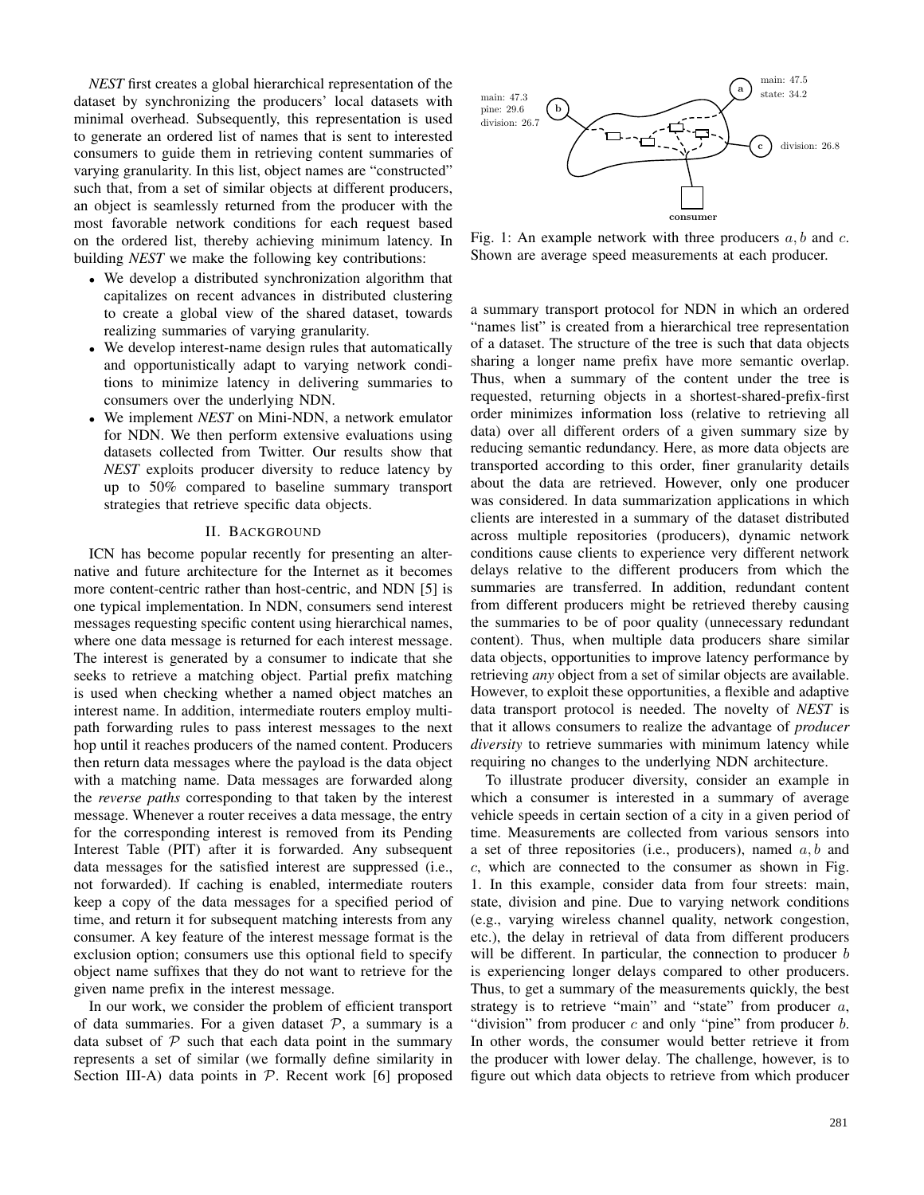*NEST* first creates a global hierarchical representation of the dataset by synchronizing the producers' local datasets with minimal overhead. Subsequently, this representation is used to generate an ordered list of names that is sent to interested consumers to guide them in retrieving content summaries of varying granularity. In this list, object names are "constructed" such that, from a set of similar objects at different producers, an object is seamlessly returned from the producer with the most favorable network conditions for each request based on the ordered list, thereby achieving minimum latency. In building *NEST* we make the following key contributions:

- We develop a distributed synchronization algorithm that capitalizes on recent advances in distributed clustering to create a global view of the shared dataset, towards realizing summaries of varying granularity.
- We develop interest-name design rules that automatically and opportunistically adapt to varying network conditions to minimize latency in delivering summaries to consumers over the underlying NDN.
- We implement *NEST* on Mini-NDN, a network emulator for NDN. We then perform extensive evaluations using datasets collected from Twitter. Our results show that *NEST* exploits producer diversity to reduce latency by up to 50% compared to baseline summary transport strategies that retrieve specific data objects.

## II. Background

ICN has become popular recently for presenting an alternative and future architecture for the Internet as it becomes more content-centric rather than host-centric, and NDN [5] is one typical implementation. In NDN, consumers send interest messages requesting specific content using hierarchical names, where one data message is returned for each interest message. The interest is generated by a consumer to indicate that she seeks to retrieve a matching object. Partial prefix matching is used when checking whether a named object matches an interest name. In addition, intermediate routers employ multi-path forwarding rules to pass interest messages to the next hop until it reaches producers of the named content. Producers then return data messages where the payload is the data object with a matching name. Data messages are forwarded along the *reverse paths* corresponding to that taken by the interest message. Whenever a router receives a data message, the entry for the corresponding interest is removed from its Pending Interest Table (PIT) after it is forwarded. Any subsequent data messages for the satisfied interest are suppressed (i.e., not forwarded). If caching is enabled, intermediate routers keep a copy of the data messages for a specified period of time, and return it for subsequent matching interests from any consumer. A key feature of the interest message format is the exclusion option; consumers use this optional field to specify object name suffixes that they do not want to retrieve for the given name prefix in the interest message.

In our work, we consider the problem of efficient transport of data summaries. For a given dataset $\mathcal{P}$, a summary is a data subset of $\mathcal{P}$ such that each data point in the summary represents a set of similar (we formally define similarity in Section III-A) data points in $\mathcal{P}$. Recent work [6] proposed a summary transport protocol for NDN in which an ordered "names list" is created from a hierarchical tree representation of a dataset. The structure of the tree is such that data objects sharing a longer name prefix have more semantic overlap. Thus, when a summary of the content under the tree is requested, returning objects in a shortest-shared-prefix-first order minimizes information loss (relative to retrieving all data) over all different orders of a given summary size by reducing semantic redundancy. Here, as more data objects are transported according to this order, finer granularity details about the data are retrieved. However, only one producer was considered. In data summarization applications in which clients are interested in a summary of the dataset distributed across multiple repositories (producers), dynamic network conditions cause clients to experience very different network delays relative to the different producers from which the summaries are transferred. In addition, redundant content from different producers might be retrieved thereby causing the summaries to be of poor quality (unnecessary redundant content). Thus, when multiple data producers share similar data objects, opportunities to improve latency performance by retrieving *any* object from a set of similar objects are available. However, to exploit these opportunities, a flexible and adaptive data transport protocol is needed. The novelty of *NEST* is that it allows consumers to realize the advantage of *producer diversity* to retrieve summaries with minimum latency while requiring no changes to the underlying NDN architecture.

main: 47.3
pine: 29.6
division: 26.7

main: 47.5
state: 34.2

division: 26.8

consumer

Fig. 1: An example network with three producers $a, b$ and $c$. Shown are average speed measurements at each producer.

To illustrate producer diversity, consider an example in which a consumer is interested in a summary of average vehicle speeds in certain section of a city in a given period of time. Measurements are collected from various sensors into a set of three repositories (i.e., producers), named $a, b$ and $c$, which are connected to the consumer as shown in Fig. 1. In this example, consider data from four streets: main, state, division and pine. Due to varying network conditions (e.g., varying wireless channel quality, network congestion, etc.), the delay in retrieval of data from different producers will be different. In particular, the connection to producer $b$ is experiencing longer delays compared to other producers. Thus, to get a summary of the measurements quickly, the best strategy is to retrieve "main" and "state" from producer $a$, "division" from producer $c$ and only "pine" from producer $b$. In other words, the consumer would better retrieve it from the producer with lower delay. The challenge, however, is to figure out which data objects to retrieve from which producer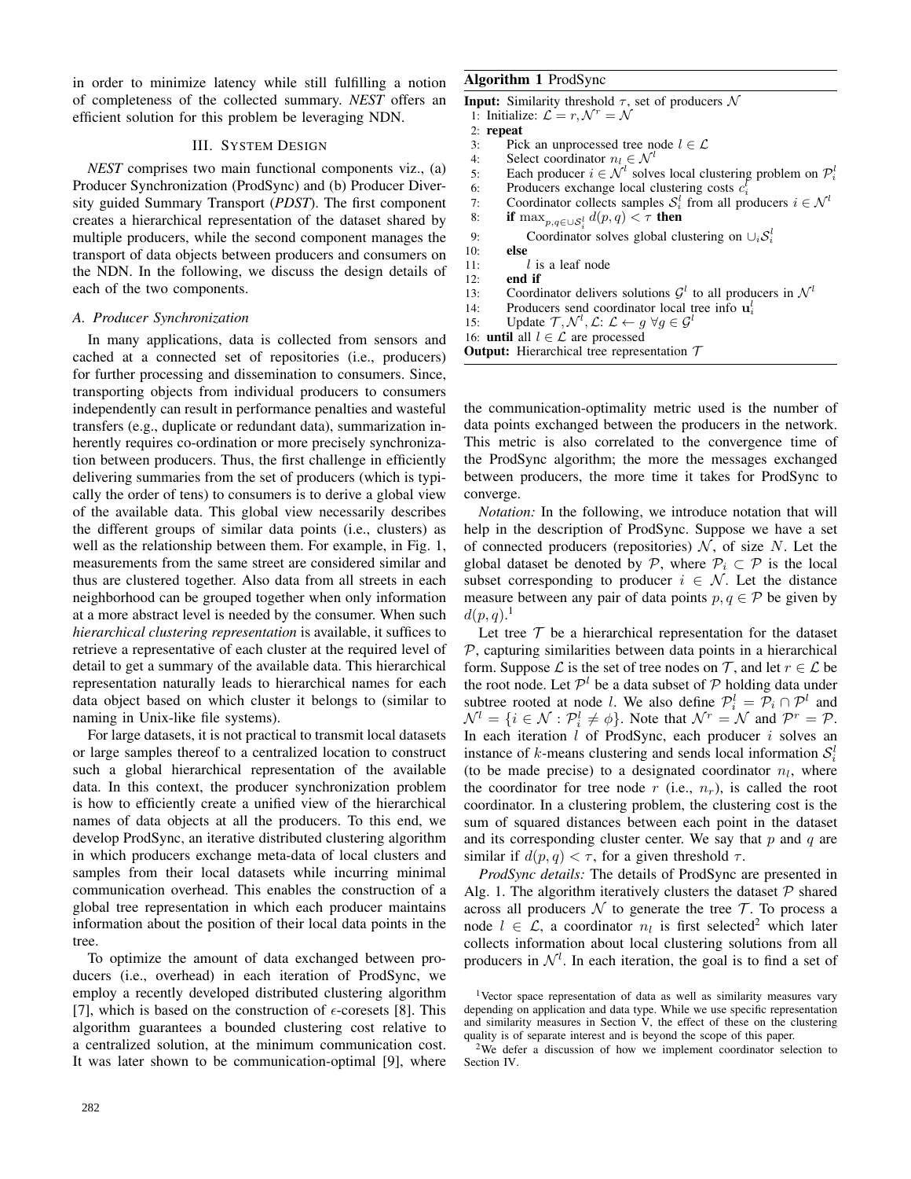in order to minimize latency while still fulfilling a notion of completeness of the collected summary. *NEST* offers an efficient solution for this problem be leveraging NDN.

## III. System Design

*NEST* comprises two main functional components viz., (a) Producer Synchronization (ProdSync) and (b) Producer Diversity guided Summary Transport (*PDST*). The first component creates a hierarchical representation of the dataset shared by multiple producers, while the second component manages the transport of data objects between producers and consumers on the NDN. In the following, we discuss the design details of each of the two components.

### A. Producer Synchronization

In many applications, data is collected from sensors and cached at a connected set of repositories (i.e., producers) for further processing and dissemination to consumers. Since, transporting objects from individual producers to consumers independently can result in performance penalties and wasteful transfers (e.g., duplicate or redundant data), summarization inherently requires co-ordination or more precisely synchronization between producers. Thus, the first challenge in efficiently delivering summaries from the set of producers (which is typically the order of tens) to consumers is to derive a global view of the available data. This global view necessarily describes the different groups of similar data points (i.e., clusters) as well as the relationship between them. For example, in Fig. 1, measurements from the same street are considered similar and thus are clustered together. Also data from all streets in each neighborhood can be grouped together when only information at a more abstract level is needed by the consumer. When such *hierarchical clustering representation* is available, it suffices to retrieve a representative of each cluster at the required level of detail to get a summary of the available data. This hierarchical representation naturally leads to hierarchical names for each data object based on which cluster it belongs to (similar to naming in Unix-like file systems).

For large datasets, it is not practical to transmit local datasets or large samples thereof to a centralized location to construct such a global hierarchical representation of the available data. In this context, the producer synchronization problem is how to efficiently create a unified view of the hierarchical names of data objects at all the producers. To this end, we develop ProdSync, an iterative distributed clustering algorithm in which producers exchange meta-data of local clusters and samples from their local datasets while incurring minimal communication overhead. This enables the construction of a global tree representation in which each producer maintains information about the position of their local data points in the tree.

To optimize the amount of data exchanged between producers (i.e., overhead) in each iteration of ProdSync, we employ a recently developed distributed clustering algorithm [7], which is based on the construction of $\epsilon$-coresets [8]. This algorithm guarantees a bounded clustering cost relative to a centralized solution, at the minimum communication cost. It was later shown to be communication-optimal [9], where

**Algorithm 1** ProdSync

**Input:** Similarity threshold $\tau$, set of producers $\mathcal{N}$

1: Initialize: $\mathcal{L} = r, \mathcal{N}^r = \mathcal{N}$
2: **repeat**
3: Pick an unprocessed tree node $l \in \mathcal{L}$
4: Select coordinator $n_l \in \mathcal{N}^l$
5: Each producer $i \in \mathcal{N}^l$ solves local clustering problem on $\mathcal{P}_i^l$
6: Producers exchange local clustering costs $c_i^l$
7: Coordinator collects samples $\mathcal{S}_i^l$ from all producers $i \in \mathcal{N}^l$
8: **if** $\max_{p,q \in \cup \mathcal{S}_i^l} d(p,q) < \tau$ **then**
9: Coordinator solves global clustering on $\cup_i \mathcal{S}_i^l$
10: **else**
11: $l$ is a leaf node
12: **end if**
13: Coordinator delivers solutions $\mathcal{G}^l$ to all producers in $\mathcal{N}^l$
14: Producers send coordinator local tree info $\mathbf{u}_i^l$
15: Update $\mathcal{T}, \mathcal{N}^l, \mathcal{L}$: $\mathcal{L} \leftarrow g \; \forall g \in \mathcal{G}^l$
16: **until** all $l \in \mathcal{L}$ are processed

**Output:** Hierarchical tree representation $\mathcal{T}$

the communication-optimality metric used is the number of data points exchanged between the producers in the network. This metric is also correlated to the convergence time of the ProdSync algorithm; the more the messages exchanged between producers, the more time it takes for ProdSync to converge.

*Notation:* In the following, we introduce notation that will help in the description of ProdSync. Suppose we have a set of connected producers (repositories) $\mathcal{N}$, of size $N$. Let the global dataset be denoted by $\mathcal{P}$, where $\mathcal{P}_i \subset \mathcal{P}$ is the local subset corresponding to producer $i \in \mathcal{N}$. Let the distance measure between any pair of data points $p, q \in \mathcal{P}$ be given by $d(p, q)$.[1]

Let tree $\mathcal{T}$ be a hierarchical representation for the dataset $\mathcal{P}$, capturing similarities between data points in a hierarchical form. Suppose $\mathcal{L}$ is the set of tree nodes on $\mathcal{T}$, and let $r \in \mathcal{L}$ be the root node. Let $\mathcal{P}^l$ be a data subset of $\mathcal{P}$ holding data under subtree rooted at node $l$. We also define $\mathcal{P}_i^l = \mathcal{P}_i \cap \mathcal{P}^l$ and $\mathcal{N}^l = \{i \in \mathcal{N} : \mathcal{P}_i^l \neq \phi\}$. Note that $\mathcal{N}^r = \mathcal{N}$ and $\mathcal{P}^r = \mathcal{P}$. In each iteration $l$ of ProdSync, each producer $i$ solves an instance of $k$-means clustering and sends local information $\mathcal{S}_i^l$ (to be made precise) to a designated coordinator $n_l$, where the coordinator for tree node $r$ (i.e., $n_r$), is called the root coordinator. In a clustering problem, the clustering cost is the sum of squared distances between each point in the dataset and its corresponding cluster center. We say that $p$ and $q$ are similar if $d(p, q) < \tau$, for a given threshold $\tau$.

*ProdSync details:* The details of ProdSync are presented in Alg. 1. The algorithm iteratively clusters the dataset $\mathcal{P}$ shared across all producers $\mathcal{N}$ to generate the tree $\mathcal{T}$. To process a node $l \in \mathcal{L}$, a coordinator $n_l$ is first selected[2] which later collects information about local clustering solutions from all producers in $\mathcal{N}^l$. In each iteration, the goal is to find a set of

[1] Vector space representation of data as well as similarity measures vary depending on application and data type. While we use specific representation and similarity measures in Section V, the effect of these on the clustering quality is of separate interest and is beyond the scope of this paper.

[2] We defer a discussion of how we implement coordinator selection to Section IV.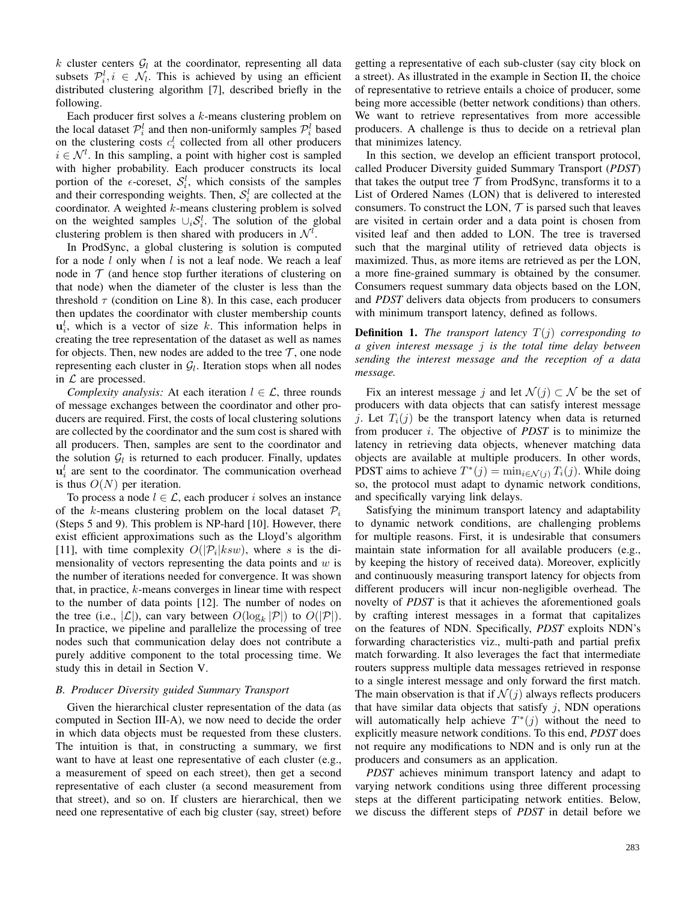$k$ cluster centers $\mathcal{G}_l$ at the coordinator, representing all data subsets $\mathcal{P}_i^l, i \in \mathcal{N}_l$. This is achieved by using an efficient distributed clustering algorithm [7], described briefly in the following.

Each producer first solves a $k$-means clustering problem on the local dataset $\mathcal{P}_i^l$ and then non-uniformly samples $\mathcal{P}_i^l$ based on the clustering costs $c_i^l$ collected from all other producers $i \in \mathcal{N}^l$. In this sampling, a point with higher cost is sampled with higher probability. Each producer constructs its local portion of the $\epsilon$-coreset, $\mathcal{S}_i^l$, which consists of the samples and their corresponding weights. Then, $\mathcal{S}_i^l$ are collected at the coordinator. A weighted $k$-means clustering problem is solved on the weighted samples $\cup_i \mathcal{S}_i^l$. The solution of the global clustering problem is then shared with producers in $\mathcal{N}^l$.

In ProdSync, a global clustering is solution is computed for a node $l$ only when $l$ is not a leaf node. We reach a leaf node in $\mathcal{T}$ (and hence stop further iterations of clustering on that node) when the diameter of the cluster is less than the threshold $\tau$ (condition on Line 8). In this case, each producer then updates the coordinator with cluster membership counts $\mathbf{u}_i^l$, which is a vector of size $k$. This information helps in creating the tree representation of the dataset as well as names for objects. Then, new nodes are added to the tree $\mathcal{T}$, one node representing each cluster in $\mathcal{G}_l$. Iteration stops when all nodes in $\mathcal{L}$ are processed.

*Complexity analysis:* At each iteration $l \in \mathcal{L}$, three rounds of message exchanges between the coordinator and other producers are required. First, the costs of local clustering solutions are collected by the coordinator and the sum cost is shared with all producers. Then, samples are sent to the coordinator and the solution $\mathcal{G}_l$ is returned to each producer. Finally, updates $\mathbf{u}_i^l$ are sent to the coordinator. The communication overhead is thus $O(N)$ per iteration.

To process a node $l \in \mathcal{L}$, each producer $i$ solves an instance of the $k$-means clustering problem on the local dataset $\mathcal{P}_i$ (Steps 5 and 9). This problem is NP-hard [10]. However, there exist efficient approximations such as the Lloyd's algorithm [11], with time complexity $O(|\mathcal{P}_i|ksw)$, where $s$ is the dimensionality of vectors representing the data points and $w$ is the number of iterations needed for convergence. It was shown that, in practice, $k$-means converges in linear time with respect to the number of data points [12]. The number of nodes on the tree (i.e., $|\mathcal{L}|$), can vary between $O(\log_k |\mathcal{P}|)$ to $O(|\mathcal{P}|)$. In practice, we pipeline and parallelize the processing of tree nodes such that communication delay does not contribute a purely additive component to the total processing time. We study this in detail in Section V.

### B. Producer Diversity guided Summary Transport

Given the hierarchical cluster representation of the data (as computed in Section III-A), we now need to decide the order in which data objects must be requested from these clusters. The intuition is that, in constructing a summary, we first want to have at least one representative of each cluster (e.g., a measurement of speed on each street), then get a second representative of each cluster (a second measurement from that street), and so on. If clusters are hierarchical, then we need one representative of each big cluster (say, street) before getting a representative of each sub-cluster (say city block on a street). As illustrated in the example in Section II, the choice of representative to retrieve entails a choice of producer, some being more accessible (better network conditions) than others. We want to retrieve representatives from more accessible producers. A challenge is thus to decide on a retrieval plan that minimizes latency.

In this section, we develop an efficient transport protocol, called Producer Diversity guided Summary Transport (*PDST*) that takes the output tree $\mathcal{T}$ from ProdSync, transforms it to a List of Ordered Names (LON) that is delivered to interested consumers. To construct the LON, $\mathcal{T}$ is parsed such that leaves are visited in certain order and a data point is chosen from visited leaf and then added to LON. The tree is traversed such that the marginal utility of retrieved data objects is maximized. Thus, as more items are retrieved as per the LON, a more fine-grained summary is obtained by the consumer. Consumers request summary data objects based on the LON, and *PDST* delivers data objects from producers to consumers with minimum transport latency, defined as follows.

**Definition 1.** *The transport latency $T(j)$ corresponding to a given interest message $j$ is the total time delay between sending the interest message and the reception of a data message.*

Fix an interest message $j$ and let $\mathcal{N}(j) \subset \mathcal{N}$ be the set of producers with data objects that can satisfy interest message $j$. Let $T_i(j)$ be the transport latency when data is returned from producer $i$. The objective of *PDST* is to minimize the latency in retrieving data objects, whenever matching data objects are available at multiple producers. In other words, PDST aims to achieve $T^*(j) = \min_{i \in \mathcal{N}(j)} T_i(j)$. While doing so, the protocol must adapt to dynamic network conditions, and specifically varying link delays.

Satisfying the minimum transport latency and adaptability to dynamic network conditions, are challenging problems for multiple reasons. First, it is undesirable that consumers maintain state information for all available producers (e.g., by keeping the history of received data). Moreover, explicitly and continuously measuring transport latency for objects from different producers will incur non-negligible overhead. The novelty of *PDST* is that it achieves the aforementioned goals by crafting interest messages in a format that capitalizes on the features of NDN. Specifically, *PDST* exploits NDN's forwarding characteristics viz., multi-path and partial prefix match forwarding. It also leverages the fact that intermediate routers suppress multiple data messages retrieved in response to a single interest message and only forward the first match. The main observation is that if $\mathcal{N}(j)$ always reflects producers that have similar data objects that satisfy $j$, NDN operations will automatically help achieve $T^*(j)$ without the need to explicitly measure network conditions. To this end, *PDST* does not require any modifications to NDN and is only run at the producers and consumers as an application.

*PDST* achieves minimum transport latency and adapt to varying network conditions using three different processing steps at the different participating network entities. Below, we discuss the different steps of *PDST* in detail before we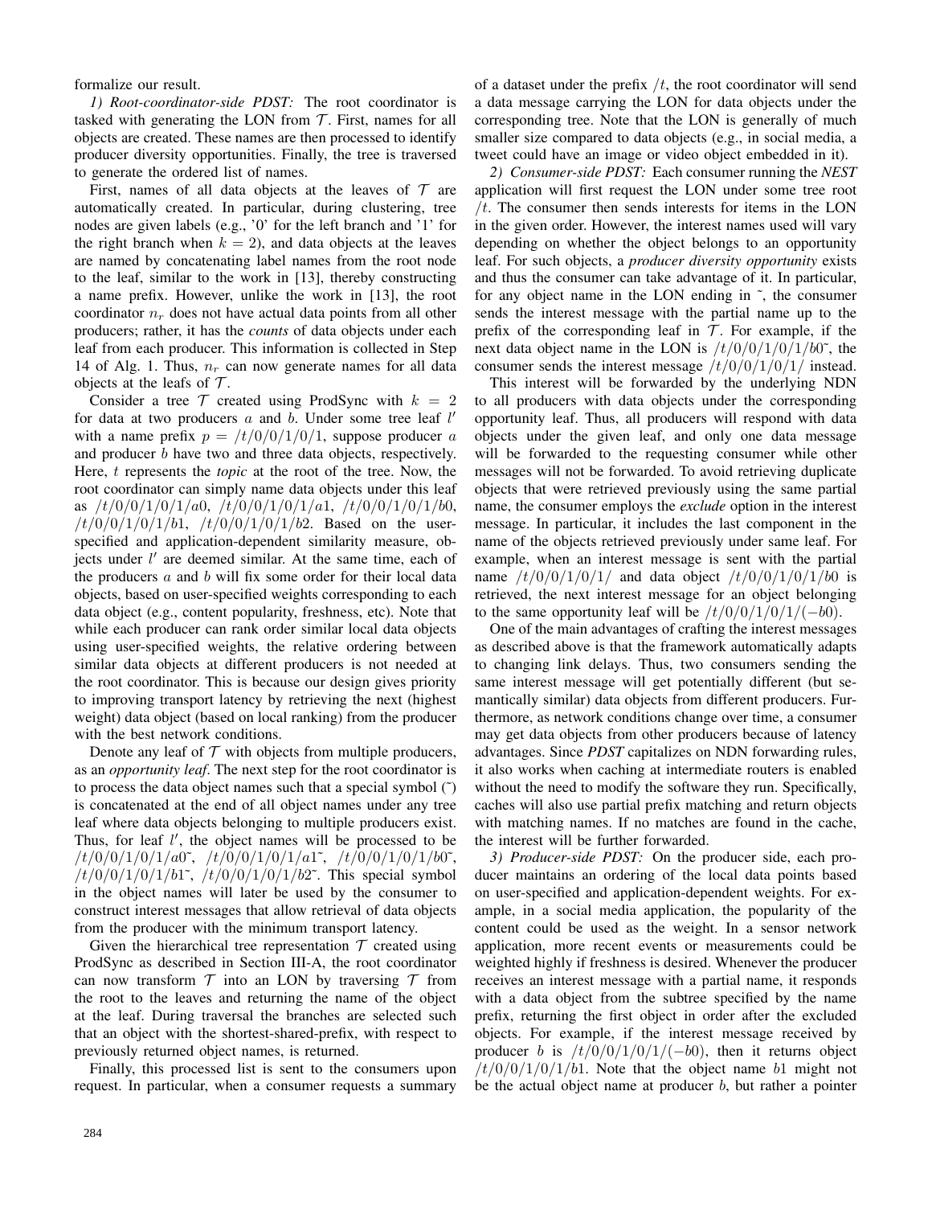formalize our result.

*1) Root-coordinator-side PDST:* The root coordinator is tasked with generating the LON from $\mathcal{T}$. First, names for all objects are created. These names are then processed to identify producer diversity opportunities. Finally, the tree is traversed to generate the ordered list of names.

First, names of all data objects at the leaves of $\mathcal{T}$ are automatically created. In particular, during clustering, tree nodes are given labels (e.g., '0' for the left branch and '1' for the right branch when $k = 2$), and data objects at the leaves are named by concatenating label names from the root node to the leaf, similar to the work in [13], thereby constructing a name prefix. However, unlike the work in [13], the root coordinator $n_r$ does not have actual data points from all other producers; rather, it has the *counts* of data objects under each leaf from each producer. This information is collected in Step 14 of Alg. 1. Thus, $n_r$ can now generate names for all data objects at the leafs of $\mathcal{T}$.

Consider a tree $\mathcal{T}$ created using ProdSync with $k = 2$ for data at two producers $a$ and $b$. Under some tree leaf $l'$ with a name prefix $p = /t/0/0/1/0/1$, suppose producer $a$ and producer $b$ have two and three data objects, respectively. Here, $t$ represents the *topic* at the root of the tree. Now, the root coordinator can simply name data objects under this leaf as $/t/0/0/1/0/1/a0$, $/t/0/0/1/0/1/a1$, $/t/0/0/1/0/1/b0$, $/t/0/0/1/0/1/b1$, $/t/0/0/1/0/1/b2$. Based on the user-specified and application-dependent similarity measure, objects under $l'$ are deemed similar. At the same time, each of the producers $a$ and $b$ will fix some order for their local data objects, based on user-specified weights corresponding to each data object (e.g., content popularity, freshness, etc). Note that while each producer can rank order similar local data objects using user-specified weights, the relative ordering between similar data objects at different producers is not needed at the root coordinator. This is because our design gives priority to improving transport latency by retrieving the next (highest weight) data object (based on local ranking) from the producer with the best network conditions.

Denote any leaf of $\mathcal{T}$ with objects from multiple producers, as an *opportunity leaf*. The next step for the root coordinator is to process the data object names such that a special symbol (˜) is concatenated at the end of all object names under any tree leaf where data objects belonging to multiple producers exist. Thus, for leaf $l'$, the object names will be processed to be $/t/0/0/1/0/1/a0$˜, $/t/0/0/1/0/1/a1$˜, $/t/0/0/1/0/1/b0$˜, $/t/0/0/1/0/1/b1$˜, $/t/0/0/1/0/1/b2$˜. This special symbol in the object names will later be used by the consumer to construct interest messages that allow retrieval of data objects from the producer with the minimum transport latency.

Given the hierarchical tree representation $\mathcal{T}$ created using ProdSync as described in Section III-A, the root coordinator can now transform $\mathcal{T}$ into an LON by traversing $\mathcal{T}$ from the root to the leaves and returning the name of the object at the leaf. During traversal the branches are selected such that an object with the shortest-shared-prefix, with respect to previously returned object names, is returned.

Finally, this processed list is sent to the consumers upon request. In particular, when a consumer requests a summary of a dataset under the prefix $/t$, the root coordinator will send a data message carrying the LON for data objects under the corresponding tree. Note that the LON is generally of much smaller size compared to data objects (e.g., in social media, a tweet could have an image or video object embedded in it).

*2) Consumer-side PDST:* Each consumer running the *NEST* application will first request the LON under some tree root $/t$. The consumer then sends interests for items in the LON in the given order. However, the interest names used will vary depending on whether the object belongs to an opportunity leaf. For such objects, a *producer diversity opportunity* exists and thus the consumer can take advantage of it. In particular, for any object name in the LON ending in ˜, the consumer sends the interest message with the partial name up to the prefix of the corresponding leaf in $\mathcal{T}$. For example, if the next data object name in the LON is $/t/0/0/1/0/1/b0$˜, the consumer sends the interest message $/t/0/0/1/0/1/$ instead.

This interest will be forwarded by the underlying NDN to all producers with data objects under the corresponding opportunity leaf. Thus, all producers will respond with data objects under the given leaf, and only one data message will be forwarded to the requesting consumer while other messages will not be forwarded. To avoid retrieving duplicate objects that were retrieved previously using the same partial name, the consumer employs the *exclude* option in the interest message. In particular, it includes the last component in the name of the objects retrieved previously under same leaf. For example, when an interest message is sent with the partial name $/t/0/0/1/0/1/$ and data object $/t/0/0/1/0/1/b0$ is retrieved, the next interest message for an object belonging to the same opportunity leaf will be $/t/0/0/1/0/1/(-b0)$.

One of the main advantages of crafting the interest messages as described above is that the framework automatically adapts to changing link delays. Thus, two consumers sending the same interest message will get potentially different (but semantically similar) data objects from different producers. Furthermore, as network conditions change over time, a consumer may get data objects from other producers because of latency advantages. Since *PDST* capitalizes on NDN forwarding rules, it also works when caching at intermediate routers is enabled without the need to modify the software they run. Specifically, caches will also use partial prefix matching and return objects with matching names. If no matches are found in the cache, the interest will be further forwarded.

*3) Producer-side PDST:* On the producer side, each producer maintains an ordering of the local data points based on user-specified and application-dependent weights. For example, in a social media application, the popularity of the content could be used as the weight. In a sensor network application, more recent events or measurements could be weighted highly if freshness is desired. Whenever the producer receives an interest message with a partial name, it responds with a data object from the subtree specified by the name prefix, returning the first object in order after the excluded objects. For example, if the interest message received by producer $b$ is $/t/0/0/1/0/1/(-b0)$, then it returns object $/t/0/0/1/0/1/b1$. Note that the object name $b1$ might not be the actual object name at producer $b$, but rather a pointer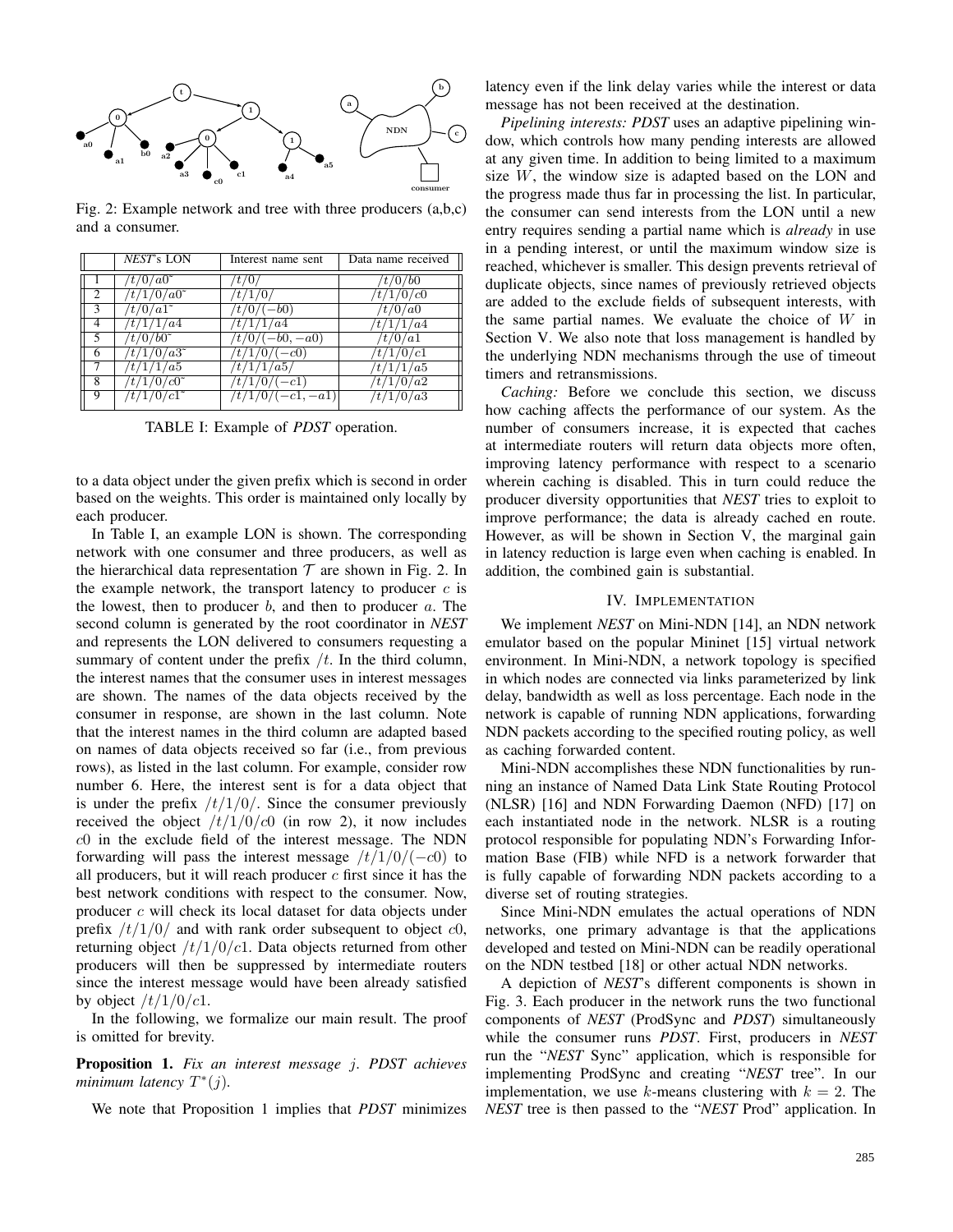Fig. 2: Example network and tree with three producers (a,b,c) and a consumer.

| | *NEST*'s LON | Interest name sent | Data name received |
|---|---|---|---|
| 1 | $/t/0/a0^{\text{-}}$ | $/t/0/$ | $/t/0/b0$ |
| 2 | $/t/1/0/a0^{\text{-}}$ | $/t/1/0/$ | $/t/1/0/c0$ |
| 3 | $/t/0/a1^{\text{-}}$ | $/t/0/(-b0)$ | $/t/0/a0$ |
| 4 | $/t/1/1/a4$ | $/t/1/1/a4$ | $/t/1/1/a4$ |
| 5 | $/t/0/b0^{\text{-}}$ | $/t/0/(-b0, -a0)$ | $/t/0/a1$ |
| 6 | $/t/1/0/a3^{\text{-}}$ | $/t/1/0/(-c0)$ | $/t/1/0/c1$ |
| 7 | $/t/1/1/a5$ | $/t/1/1/a5/$ | $/t/1/1/a5$ |
| 8 | $/t/1/0/c0^{\text{-}}$ | $/t/1/0/(-c1)$ | $/t/1/0/a2$ |
| 9 | $/t/1/0/c1^{\text{-}}$ | $/t/1/0/(-c1, -a1)$ | $/t/1/0/a3$ |

TABLE I: Example of *PDST* operation.

to a data object under the given prefix which is second in order based on the weights. This order is maintained only locally by each producer.

In Table I, an example LON is shown. The corresponding network with one consumer and three producers, as well as the hierarchical data representation $\mathcal{T}$ are shown in Fig. 2. In the example network, the transport latency to producer $c$ is the lowest, then to producer $b$, and then to producer $a$. The second column is generated by the root coordinator in *NEST* and represents the LON delivered to consumers requesting a summary of content under the prefix $/t$. In the third column, the interest names that the consumer uses in interest messages are shown. The names of the data objects received by the consumer in response, are shown in the last column. Note that the interest names in the third column are adapted based on names of data objects received so far (i.e., from previous rows), as listed in the last column. For example, consider row number 6. Here, the interest sent is for a data object that is under the prefix $/t/1/0/$. Since the consumer previously received the object $/t/1/0/c0$ (in row 2), it now includes $c0$ in the exclude field of the interest message. The NDN forwarding will pass the interest message $/t/1/0/(-c0)$ to all producers, but it will reach producer $c$ first since it has the best network conditions with respect to the consumer. Now, producer $c$ will check its local dataset for data objects under prefix $/t/1/0/$ and with rank order subsequent to object $c0$, returning object $/t/1/0/c1$. Data objects returned from other producers will then be suppressed by intermediate routers since the interest message would have been already satisfied by object $/t/1/0/c1$.

In the following, we formalize our main result. The proof is omitted for brevity.

**Proposition 1.** *Fix an interest message $j$. PDST achieves minimum latency $T^*(j)$.*

We note that Proposition 1 implies that *PDST* minimizes latency even if the link delay varies while the interest or data message has not been received at the destination.

*Pipelining interests: PDST* uses an adaptive pipelining window, which controls how many pending interests are allowed at any given time. In addition to being limited to a maximum size $W$, the window size is adapted based on the LON and the progress made thus far in processing the list. In particular, the consumer can send interests from the LON until a new entry requires sending a partial name which is *already* in use in a pending interest, or until the maximum window size is reached, whichever is smaller. This design prevents retrieval of duplicate objects, since names of previously retrieved objects are added to the exclude fields of subsequent interests, with the same partial names. We evaluate the choice of $W$ in Section V. We also note that loss management is handled by the underlying NDN mechanisms through the use of timeout timers and retransmissions.

*Caching:* Before we conclude this section, we discuss how caching affects the performance of our system. As the number of consumers increase, it is expected that caches at intermediate routers will return data objects more often, improving latency performance with respect to a scenario wherein caching is disabled. This in turn could reduce the producer diversity opportunities that *NEST* tries to exploit to improve performance; the data is already cached en route. However, as will be shown in Section V, the marginal gain in latency reduction is large even when caching is enabled. In addition, the combined gain is substantial.

## IV. Implementation

We implement *NEST* on Mini-NDN [14], an NDN network emulator based on the popular Mininet [15] virtual network environment. In Mini-NDN, a network topology is specified in which nodes are connected via links parameterized by link delay, bandwidth as well as loss percentage. Each node in the network is capable of running NDN applications, forwarding NDN packets according to the specified routing policy, as well as caching forwarded content.

Mini-NDN accomplishes these NDN functionalities by running an instance of Named Data Link State Routing Protocol (NLSR) [16] and NDN Forwarding Daemon (NFD) [17] on each instantiated node in the network. NLSR is a routing protocol responsible for populating NDN's Forwarding Information Base (FIB) while NFD is a network forwarder that is fully capable of forwarding NDN packets according to a diverse set of routing strategies.

Since Mini-NDN emulates the actual operations of NDN networks, one primary advantage is that the applications developed and tested on Mini-NDN can be readily operational on the NDN testbed [18] or other actual NDN networks.

A depiction of *NEST*'s different components is shown in Fig. 3. Each producer in the network runs the two functional components of *NEST* (ProdSync and *PDST*) simultaneously while the consumer runs *PDST*. First, producers in *NEST* run the "*NEST* Sync" application, which is responsible for implementing ProdSync and creating "*NEST* tree". In our implementation, we use $k$-means clustering with $k = 2$. The *NEST* tree is then passed to the "*NEST* Prod" application. In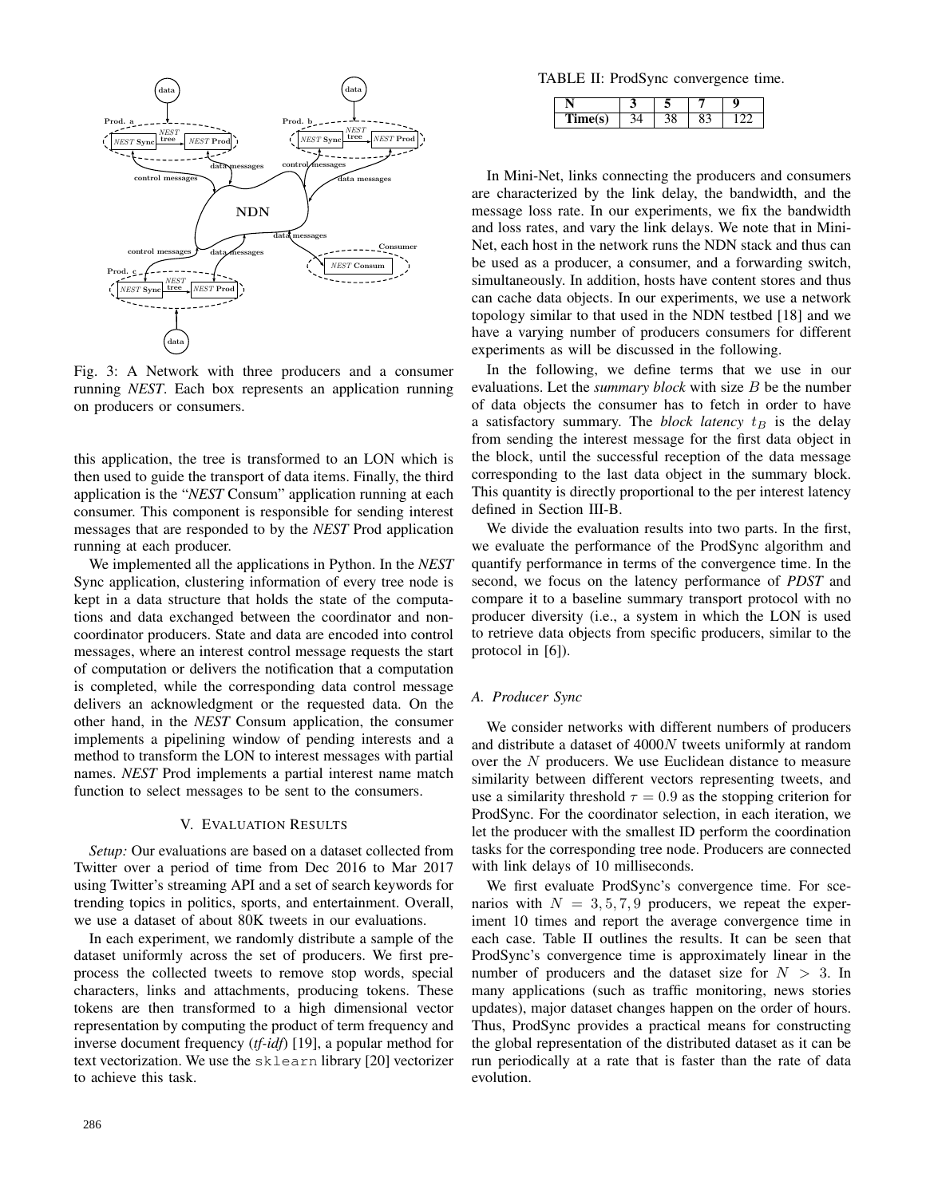Fig. 3: A Network with three producers and a consumer running *NEST*. Each box represents an application running on producers or consumers.

this application, the tree is transformed to an LON which is then used to guide the transport of data items. Finally, the third application is the "*NEST* Consum" application running at each consumer. This component is responsible for sending interest messages that are responded to by the *NEST* Prod application running at each producer.

We implemented all the applications in Python. In the *NEST* Sync application, clustering information of every tree node is kept in a data structure that holds the state of the computations and data exchanged between the coordinator and non-coordinator producers. State and data are encoded into control messages, where an interest control message requests the start of computation or delivers the notification that a computation is completed, while the corresponding data control message delivers an acknowledgment or the requested data. On the other hand, in the *NEST* Consum application, the consumer implements a pipelining window of pending interests and a method to transform the LON to interest messages with partial names. *NEST* Prod implements a partial interest name match function to select messages to be sent to the consumers.

## V. Evaluation Results

*Setup:* Our evaluations are based on a dataset collected from Twitter over a period of time from Dec 2016 to Mar 2017 using Twitter's streaming API and a set of search keywords for trending topics in politics, sports, and entertainment. Overall, we use a dataset of about 80K tweets in our evaluations.

In each experiment, we randomly distribute a sample of the dataset uniformly across the set of producers. We first preprocess the collected tweets to remove stop words, special characters, links and attachments, producing tokens. These tokens are then transformed to a high dimensional vector representation by computing the product of term frequency and inverse document frequency (*tf-idf*) [19], a popular method for text vectorization. We use the `sklearn` library [20] vectorizer to achieve this task.

TABLE II: ProdSync convergence time.

| N | 3 | 5 | 7 | 9 |
|---|---|---|---|---|
| Time(s) | 34 | 38 | 83 | 122 |

In Mini-Net, links connecting the producers and consumers are characterized by the link delay, the bandwidth, and the message loss rate. In our experiments, we fix the bandwidth and loss rates, and vary the link delays. We note that in Mini-Net, each host in the network runs the NDN stack and thus can be used as a producer, a consumer, and a forwarding switch, simultaneously. In addition, hosts have content stores and thus can cache data objects. In our experiments, we use a network topology similar to that used in the NDN testbed [18] and we have a varying number of producers consumers for different experiments as will be discussed in the following.

In the following, we define terms that we use in our evaluations. Let the *summary block* with size $B$ be the number of data objects the consumer has to fetch in order to have a satisfactory summary. The *block latency* $t_B$ is the delay from sending the interest message for the first data object in the block, until the successful reception of the data message corresponding to the last data object in the summary block. This quantity is directly proportional to the per interest latency defined in Section III-B.

We divide the evaluation results into two parts. In the first, we evaluate the performance of the ProdSync algorithm and quantify performance in terms of the convergence time. In the second, we focus on the latency performance of *PDST* and compare it to a baseline summary transport protocol with no producer diversity (i.e., a system in which the LON is used to retrieve data objects from specific producers, similar to the protocol in [6]).

### A. Producer Sync

We consider networks with different numbers of producers and distribute a dataset of $4000N$ tweets uniformly at random over the $N$ producers. We use Euclidean distance to measure similarity between different vectors representing tweets, and use a similarity threshold $\tau = 0.9$ as the stopping criterion for ProdSync. For the coordinator selection, in each iteration, we let the producer with the smallest ID perform the coordination tasks for the corresponding tree node. Producers are connected with link delays of 10 milliseconds.

We first evaluate ProdSync's convergence time. For scenarios with $N = 3, 5, 7, 9$ producers, we repeat the experiment 10 times and report the average convergence time in each case. Table II outlines the results. It can be seen that ProdSync's convergence time is approximately linear in the number of producers and the dataset size for $N > 3$. In many applications (such as traffic monitoring, news stories updates), major dataset changes happen on the order of hours. Thus, ProdSync provides a practical means for constructing the global representation of the distributed dataset as it can be run periodically at a rate that is faster than the rate of data evolution.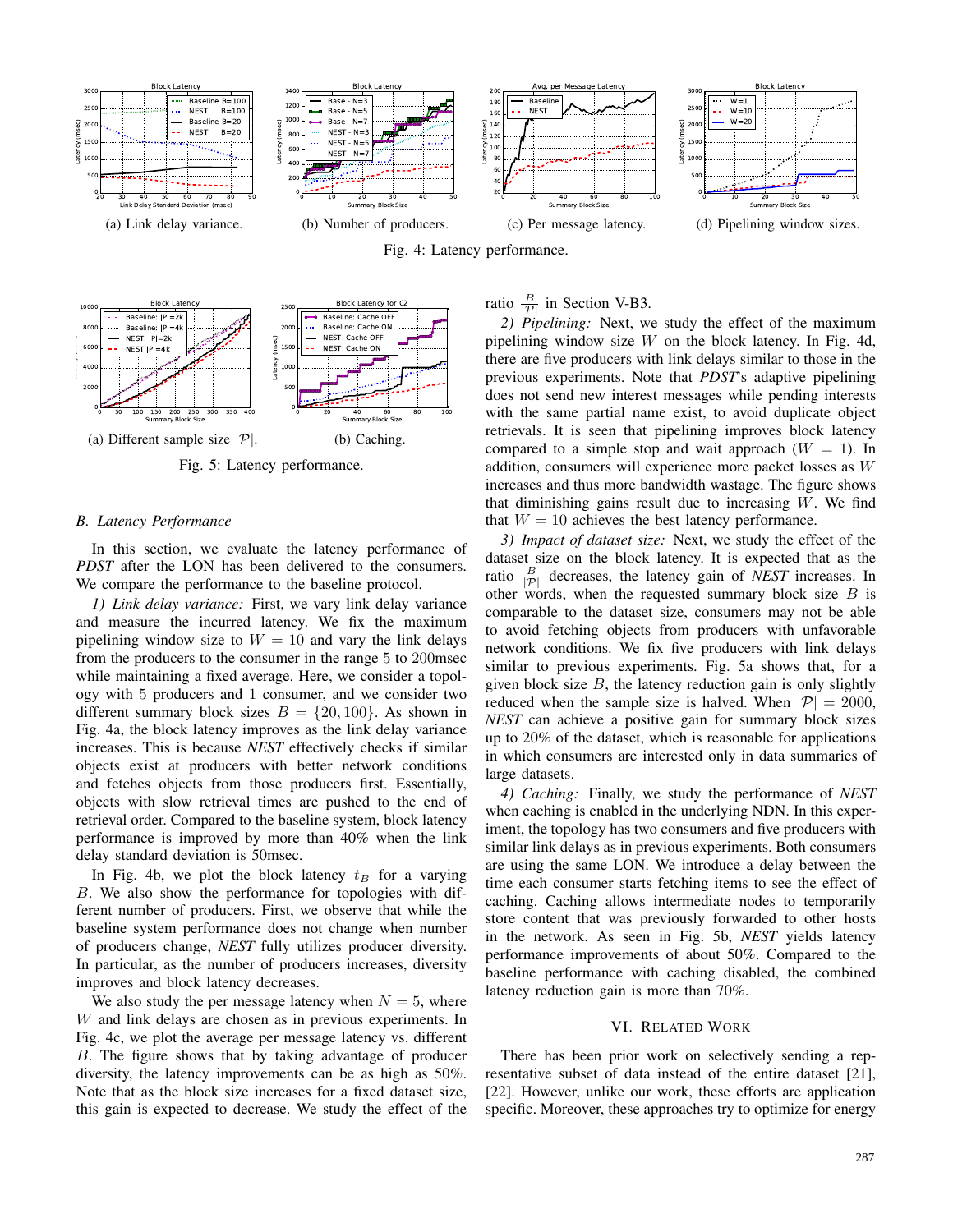(a) Link delay variance.

(b) Number of producers.

(c) Per message latency.

(d) Pipelining window sizes.

Fig. 4: Latency performance.

(a) Different sample size $|\mathcal{P}|$.

(b) Caching.

Fig. 5: Latency performance.

### B. Latency Performance

In this section, we evaluate the latency performance of *PDST* after the LON has been delivered to the consumers. We compare the performance to the baseline protocol.

*1) Link delay variance:* First, we vary link delay variance and measure the incurred latency. We fix the maximum pipelining window size to $W = 10$ and vary the link delays from the producers to the consumer in the range 5 to 200msec while maintaining a fixed average. Here, we consider a topology with 5 producers and 1 consumer, and we consider two different summary block sizes $B = \{20, 100\}$. As shown in Fig. 4a, the block latency improves as the link delay variance increases. This is because *NEST* effectively checks if similar objects exist at producers with better network conditions and fetches objects from those producers first. Essentially, objects with slow retrieval times are pushed to the end of retrieval order. Compared to the baseline system, block latency performance is improved by more than 40% when the link delay standard deviation is 50msec.

In Fig. 4b, we plot the block latency $t_B$ for a varying $B$. We also show the performance for topologies with different number of producers. First, we observe that while the baseline system performance does not change when number of producers change, *NEST* fully utilizes producer diversity. In particular, as the number of producers increases, diversity improves and block latency decreases.

We also study the per message latency when $N = 5$, where $W$ and link delays are chosen as in previous experiments. In Fig. 4c, we plot the average per message latency vs. different $B$. The figure shows that by taking advantage of producer diversity, the latency improvements can be as high as 50%. Note that as the block size increases for a fixed dataset size, this gain is expected to decrease. We study the effect of the ratio $\frac{B}{|\mathcal{P}|}$ in Section V-B3.

*2) Pipelining:* Next, we study the effect of the maximum pipelining window size $W$ on the block latency. In Fig. 4d, there are five producers with link delays similar to those in the previous experiments. Note that *PDST*'s adaptive pipelining does not send new interest messages while pending interests with the same partial name exist, to avoid duplicate object retrievals. It is seen that pipelining improves block latency compared to a simple stop and wait approach ($W = 1$). In addition, consumers will experience more packet losses as $W$ increases and thus more bandwidth wastage. The figure shows that diminishing gains result due to increasing $W$. We find that $W = 10$ achieves the best latency performance.

*3) Impact of dataset size:* Next, we study the effect of the dataset size on the block latency. It is expected that as the ratio $\frac{B}{|\mathcal{P}|}$ decreases, the latency gain of *NEST* increases. In other words, when the requested summary block size $B$ is comparable to the dataset size, consumers may not be able to avoid fetching objects from producers with unfavorable network conditions. We fix five producers with link delays similar to previous experiments. Fig. 5a shows that, for a given block size $B$, the latency reduction gain is only slightly reduced when the sample size is halved. When $|\mathcal{P}| = 2000$, *NEST* can achieve a positive gain for summary block sizes up to 20% of the dataset, which is reasonable for applications in which consumers are interested only in data summaries of large datasets.

*4) Caching:* Finally, we study the performance of *NEST* when caching is enabled in the underlying NDN. In this experiment, the topology has two consumers and five producers with similar link delays as in previous experiments. Both consumers are using the same LON. We introduce a delay between the time each consumer starts fetching items to see the effect of caching. Caching allows intermediate nodes to temporarily store content that was previously forwarded to other hosts in the network. As seen in Fig. 5b, *NEST* yields latency performance improvements of about 50%. Compared to the baseline performance with caching disabled, the combined latency reduction gain is more than 70%.

## VI. Related Work

There has been prior work on selectively sending a representative subset of data instead of the entire dataset [21], [22]. However, unlike our work, these efforts are application specific. Moreover, these approaches try to optimize for energy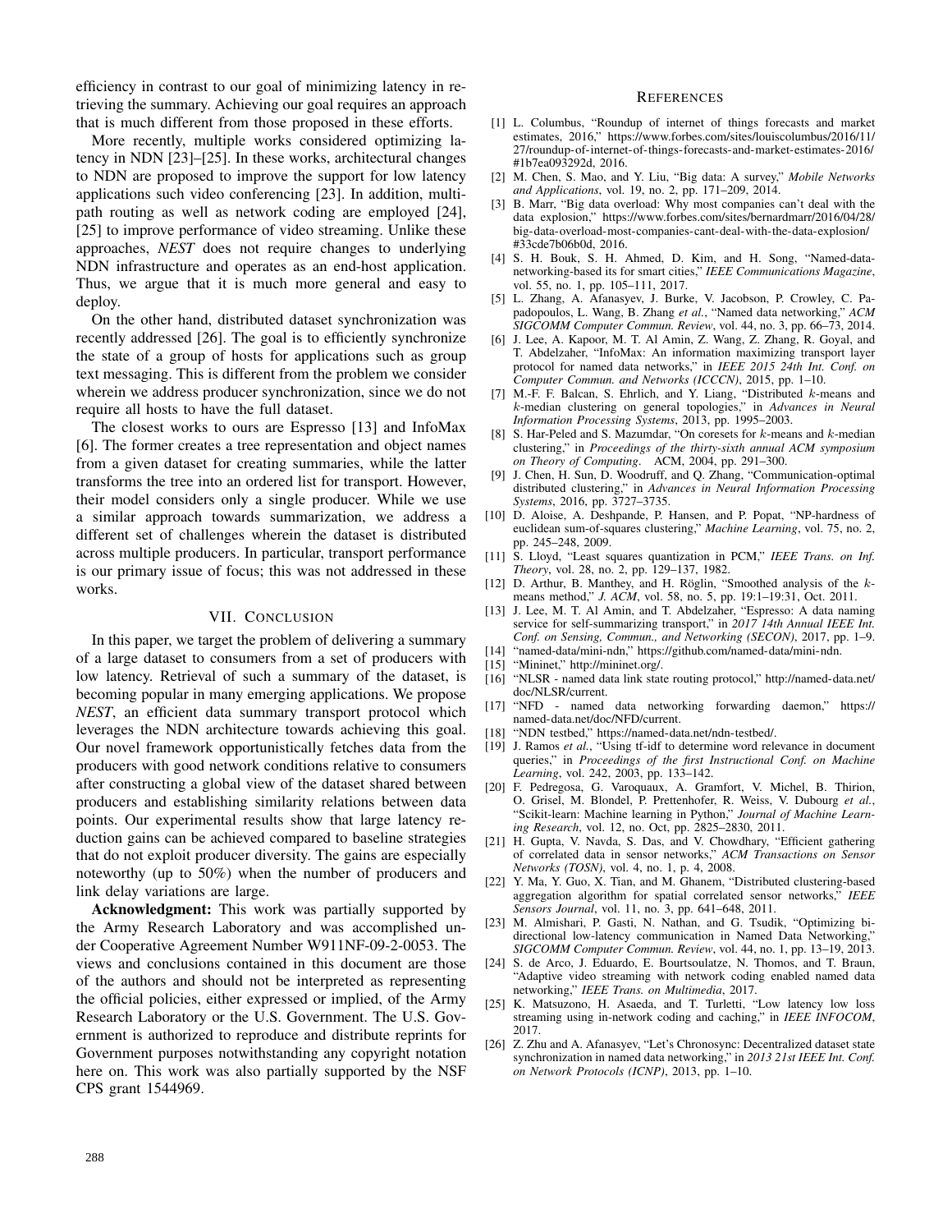efficiency in contrast to our goal of minimizing latency in retrieving the summary. Achieving our goal requires an approach that is much different from those proposed in these efforts.

More recently, multiple works considered optimizing latency in NDN [23]–[25]. In these works, architectural changes to NDN are proposed to improve the support for low latency applications such video conferencing [23]. In addition, multipath routing as well as network coding are employed [24], [25] to improve performance of video streaming. Unlike these approaches, *NEST* does not require changes to underlying NDN infrastructure and operates as an end-host application. Thus, we argue that it is much more general and easy to deploy.

On the other hand, distributed dataset synchronization was recently addressed [26]. The goal is to efficiently synchronize the state of a group of hosts for applications such as group text messaging. This is different from the problem we consider wherein we address producer synchronization, since we do not require all hosts to have the full dataset.

The closest works to ours are Espresso [13] and InfoMax [6]. The former creates a tree representation and object names from a given dataset for creating summaries, while the latter transforms the tree into an ordered list for transport. However, their model considers only a single producer. While we use a similar approach towards summarization, we address a different set of challenges wherein the dataset is distributed across multiple producers. In particular, transport performance is our primary issue of focus; this was not addressed in these works.

## VII. Conclusion

In this paper, we target the problem of delivering a summary of a large dataset to consumers from a set of producers with low latency. Retrieval of such a summary of the dataset, is becoming popular in many emerging applications. We propose *NEST*, an efficient data summary transport protocol which leverages the NDN architecture towards achieving this goal. Our novel framework opportunistically fetches data from the producers with good network conditions relative to consumers after constructing a global view of the dataset shared between producers and establishing similarity relations between data points. Our experimental results show that large latency reduction gains can be achieved compared to baseline strategies that do not exploit producer diversity. The gains are especially noteworthy (up to 50%) when the number of producers and link delay variations are large.

**Acknowledgment:** This work was partially supported by the Army Research Laboratory and was accomplished under Cooperative Agreement Number W911NF-09-2-0053. The views and conclusions contained in this document are those of the authors and should not be interpreted as representing the official policies, either expressed or implied, of the Army Research Laboratory or the U.S. Government. The U.S. Government is authorized to reproduce and distribute reprints for Government purposes notwithstanding any copyright notation here on. This work was also partially supported by the NSF CPS grant 1544969.

## References

[1] L. Columbus, "Roundup of internet of things forecasts and market estimates, 2016," https://www.forbes.com/sites/louiscolumbus/2016/11/27/roundup-of-internet-of-things-forecasts-and-market-estimates-2016/#1b7ea093292d, 2016.

[2] M. Chen, S. Mao, and Y. Liu, "Big data: A survey," *Mobile Networks and Applications*, vol. 19, no. 2, pp. 171–209, 2014.

[3] B. Marr, "Big data overload: Why most companies can't deal with the data explosion," https://www.forbes.com/sites/bernardmarr/2016/04/28/big-data-overload-most-companies-cant-deal-with-the-data-explosion/#33cde7b06b0d, 2016.

[4] S. H. Bouk, S. H. Ahmed, D. Kim, and H. Song, "Named-data-networking-based its for smart cities," *IEEE Communications Magazine*, vol. 55, no. 1, pp. 105–111, 2017.

[5] L. Zhang, A. Afanasyev, J. Burke, V. Jacobson, P. Crowley, C. Papadopoulos, L. Wang, B. Zhang *et al.*, "Named data networking," *ACM SIGCOMM Computer Commun. Review*, vol. 44, no. 3, pp. 66–73, 2014.

[6] J. Lee, A. Kapoor, M. T. Al Amin, Z. Wang, Z. Zhang, R. Goyal, and T. Abdelzaher, "InfoMax: An information maximizing transport layer protocol for named data networks," in *IEEE 2015 24th Int. Conf. on Computer Commun. and Networks (ICCCN)*, 2015, pp. 1–10.

[7] M.-F. F. Balcan, S. Ehrlich, and Y. Liang, "Distributed $k$-means and $k$-median clustering on general topologies," in *Advances in Neural Information Processing Systems*, 2013, pp. 1995–2003.

[8] S. Har-Peled and S. Mazumdar, "On coresets for $k$-means and $k$-median clustering," in *Proceedings of the thirty-sixth annual ACM symposium on Theory of Computing*. ACM, 2004, pp. 291–300.

[9] J. Chen, H. Sun, D. Woodruff, and Q. Zhang, "Communication-optimal distributed clustering," in *Advances in Neural Information Processing Systems*, 2016, pp. 3727–3735.

[10] D. Aloise, A. Deshpande, P. Hansen, and P. Popat, "NP-hardness of euclidean sum-of-squares clustering," *Machine Learning*, vol. 75, no. 2, pp. 245–248, 2009.

[11] S. Lloyd, "Least squares quantization in PCM," *IEEE Trans. on Inf. Theory*, vol. 28, no. 2, pp. 129–137, 1982.

[12] D. Arthur, B. Manthey, and H. Röglin, "Smoothed analysis of the $k$-means method," *J. ACM*, vol. 58, no. 5, pp. 19:1–19:31, Oct. 2011.

[13] J. Lee, M. T. Al Amin, and T. Abdelzaher, "Espresso: A data naming service for self-summarizing transport," in *2017 14th Annual IEEE Int. Conf. on Sensing, Commun., and Networking (SECON)*, 2017, pp. 1–9.

[14] "named-data/mini-ndn," https://github.com/named-data/mini-ndn.

[15] "Mininet," http://mininet.org/.

[16] "NLSR - named data link state routing protocol," http://named-data.net/doc/NLSR/current.

[17] "NFD - named data networking forwarding daemon," https://named-data.net/doc/NFD/current.

[18] "NDN testbed," https://named-data.net/ndn-testbed/.

[19] J. Ramos *et al.*, "Using tf-idf to determine word relevance in document queries," in *Proceedings of the first Instructional Conf. on Machine Learning*, vol. 242, 2003, pp. 133–142.

[20] F. Pedregosa, G. Varoquaux, A. Gramfort, V. Michel, B. Thirion, O. Grisel, M. Blondel, P. Prettenhofer, R. Weiss, V. Dubourg *et al.*, "Scikit-learn: Machine learning in Python," *Journal of Machine Learning Research*, vol. 12, no. Oct, pp. 2825–2830, 2011.

[21] H. Gupta, V. Navda, S. Das, and V. Chowdhary, "Efficient gathering of correlated data in sensor networks," *ACM Transactions on Sensor Networks (TOSN)*, vol. 4, no. 1, p. 4, 2008.

[22] Y. Ma, Y. Guo, X. Tian, and M. Ghanem, "Distributed clustering-based aggregation algorithm for spatial correlated sensor networks," *IEEE Sensors Journal*, vol. 11, no. 3, pp. 641–648, 2011.

[23] M. Almishari, P. Gasti, N. Nathan, and G. Tsudik, "Optimizing bi-directional low-latency communication in Named Data Networking," *SIGCOMM Computer Commun. Review*, vol. 44, no. 1, pp. 13–19, 2013.

[24] S. de Arco, J. Eduardo, E. Bourtsoulatze, N. Thomos, and T. Braun, "Adaptive video streaming with network coding enabled named data networking," *IEEE Trans. on Multimedia*, 2017.

[25] K. Matsuzono, H. Asaeda, and T. Turletti, "Low latency low loss streaming using in-network coding and caching," in *IEEE INFOCOM*, 2017.

[26] Z. Zhu and A. Afanasyev, "Let's Chronosync: Decentralized dataset state synchronization in named data networking," in *2013 21st IEEE Int. Conf. on Network Protocols (ICNP)*, 2013, pp. 1–10.